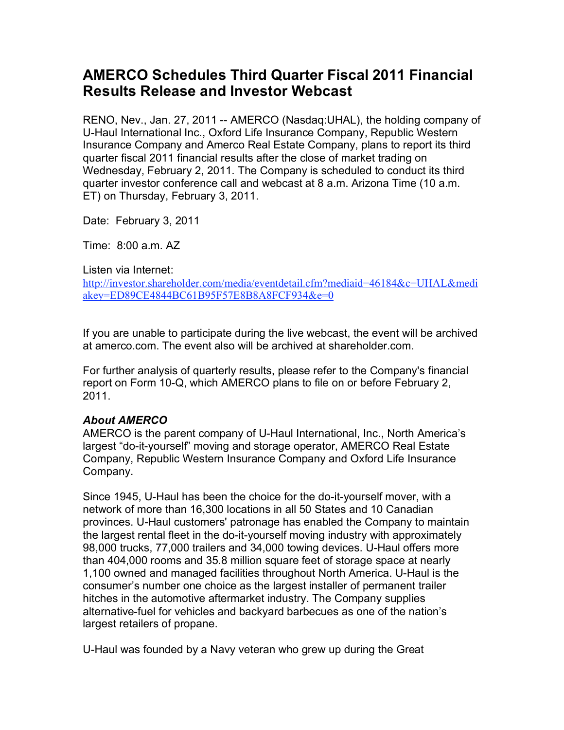# AMERCO Schedules Third Quarter Fiscal 2011 Financial Results Release and Investor Webcast

RENO, Nev., Jan. 27, 2011 -- AMERCO (Nasdaq:UHAL), the holding company of U-Haul International Inc., Oxford Life Insurance Company, Republic Western Insurance Company and Amerco Real Estate Company, plans to report its third quarter fiscal 2011 financial results after the close of market trading on Wednesday, February 2, 2011. The Company is scheduled to conduct its third quarter investor conference call and webcast at 8 a.m. Arizona Time (10 a.m. ET) on Thursday, February 3, 2011.

Date: February 3, 2011

Time: 8:00 a.m. AZ

Listen via Internet:
http://investor.shareholder.com/media/eventdetail.cfm?mediaid=46184&c=UHAL&mediakey=ED89CE4844BC61B95F57E8B8A8FCF934&e=0

If you are unable to participate during the live webcast, the event will be archived at amerco.com. The event also will be archived at shareholder.com.

For further analysis of quarterly results, please refer to the Company's financial report on Form 10-Q, which AMERCO plans to file on or before February 2, 2011.

***About AMERCO***

AMERCO is the parent company of U-Haul International, Inc., North America's largest "do-it-yourself" moving and storage operator, AMERCO Real Estate Company, Republic Western Insurance Company and Oxford Life Insurance Company.

Since 1945, U-Haul has been the choice for the do-it-yourself mover, with a network of more than 16,300 locations in all 50 States and 10 Canadian provinces. U-Haul customers' patronage has enabled the Company to maintain the largest rental fleet in the do-it-yourself moving industry with approximately 98,000 trucks, 77,000 trailers and 34,000 towing devices. U-Haul offers more than 404,000 rooms and 35.8 million square feet of storage space at nearly 1,100 owned and managed facilities throughout North America. U-Haul is the consumer's number one choice as the largest installer of permanent trailer hitches in the automotive aftermarket industry. The Company supplies alternative-fuel for vehicles and backyard barbecues as one of the nation's largest retailers of propane.

U-Haul was founded by a Navy veteran who grew up during the Great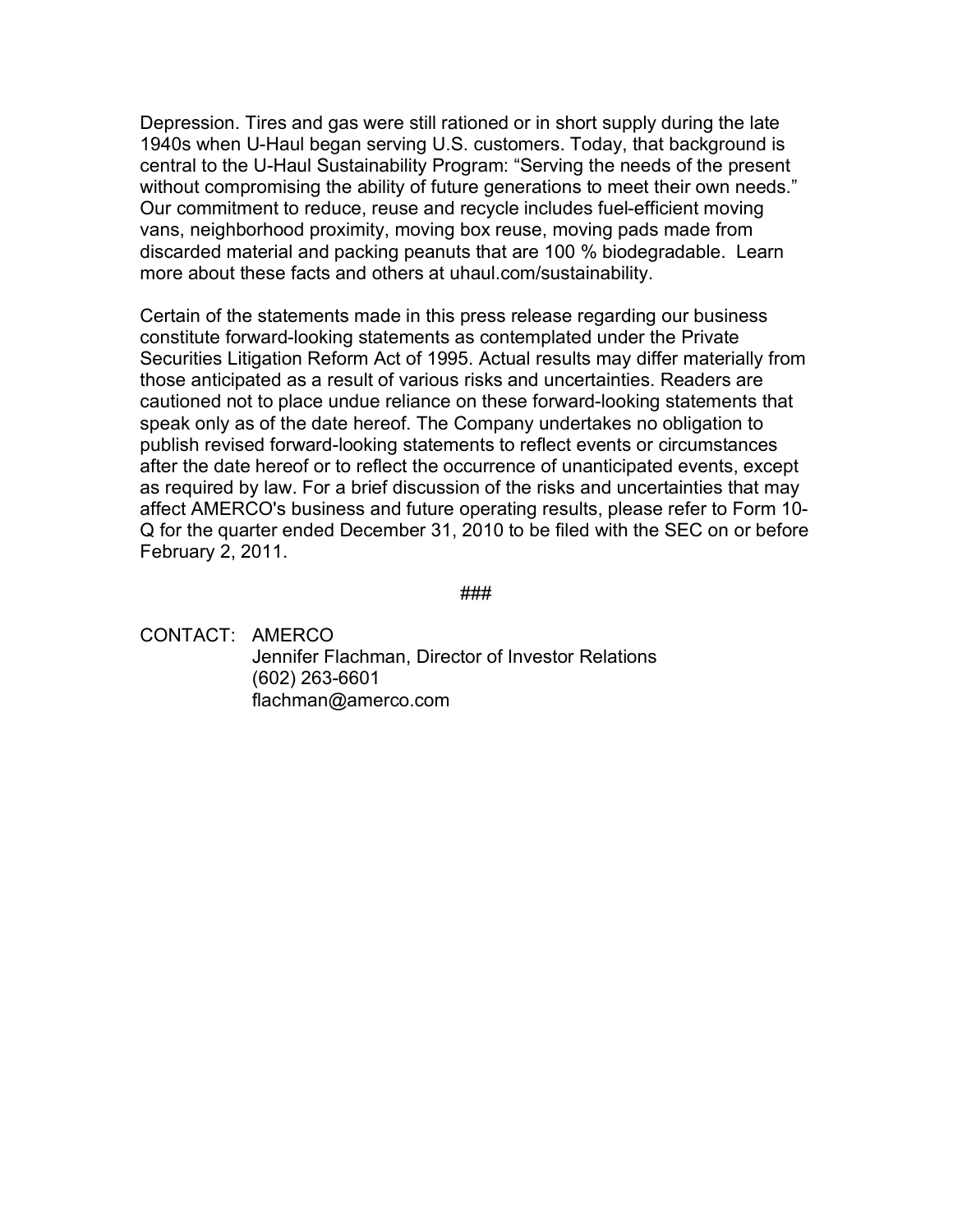Depression. Tires and gas were still rationed or in short supply during the late 1940s when U-Haul began serving U.S. customers. Today, that background is central to the U-Haul Sustainability Program: "Serving the needs of the present without compromising the ability of future generations to meet their own needs." Our commitment to reduce, reuse and recycle includes fuel-efficient moving vans, neighborhood proximity, moving box reuse, moving pads made from discarded material and packing peanuts that are 100 % biodegradable. Learn more about these facts and others at uhaul.com/sustainability.

Certain of the statements made in this press release regarding our business constitute forward-looking statements as contemplated under the Private Securities Litigation Reform Act of 1995. Actual results may differ materially from those anticipated as a result of various risks and uncertainties. Readers are cautioned not to place undue reliance on these forward-looking statements that speak only as of the date hereof. The Company undertakes no obligation to publish revised forward-looking statements to reflect events or circumstances after the date hereof or to reflect the occurrence of unanticipated events, except as required by law. For a brief discussion of the risks and uncertainties that may affect AMERCO's business and future operating results, please refer to Form 10-Q for the quarter ended December 31, 2010 to be filed with the SEC on or before February 2, 2011.

###

CONTACT: AMERCO
Jennifer Flachman, Director of Investor Relations
(602) 263-6601
flachman@amerco.com